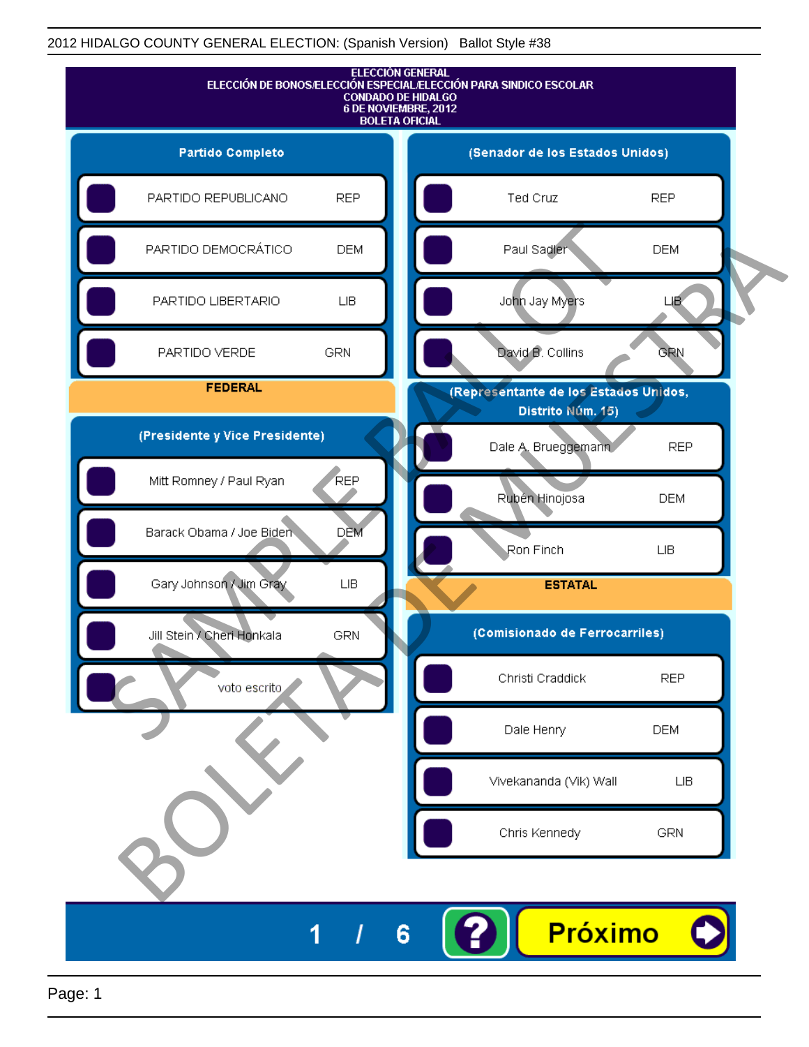2012 HIDALGO COUNTY GENERAL ELECTION: (Spanish Version) Ballot Style #38

# ELECCIÓN GENERAL
## ELECCIÓN DE BONOS/ELECCIÓN ESPECIAL/ELECCIÓN PARA SINDICO ESCOLAR
## CONDADO DE HIDALGO
## 6 DE NOVIEMBRE, 2012
## BOLETA OFICIAL

### Partido Completo

| Partido | |
|---|---|
| PARTIDO REPUBLICANO | REP |
| PARTIDO DEMOCRÁTICO | DEM |
| PARTIDO LIBERTARIO | LIB |
| PARTIDO VERDE | GRN |

### FEDERAL

### (Presidente y Vice Presidente)

| Candidato | Partido |
|---|---|
| Mitt Romney / Paul Ryan | REP |
| Barack Obama / Joe Biden | DEM |
| Gary Johnson / Jim Gray | LIB |
| Jill Stein / Cheri Honkala | GRN |
| voto escrito | |

### (Senador de los Estados Unidos)

| Candidato | Partido |
|---|---|
| Ted Cruz | REP |
| Paul Sadler | DEM |
| John Jay Myers | LIB |
| David B. Collins | GRN |

### (Representante de los Estados Unidos, Distrito Núm. 15)

| Candidato | Partido |
|---|---|
| Dale A. Brueggemann | REP |
| Rubén Hinojosa | DEM |
| Ron Finch | LIB |

### ESTATAL

### (Comisionado de Ferrocarriles)

| Candidato | Partido |
|---|---|
| Christi Craddick | REP |
| Dale Henry | DEM |
| Vivekananda (Vik) Wall | LIB |
| Chris Kennedy | GRN |

SAMPLE BALLOT
BOLETA DE MUESTRA

1 / 6 ? Próximo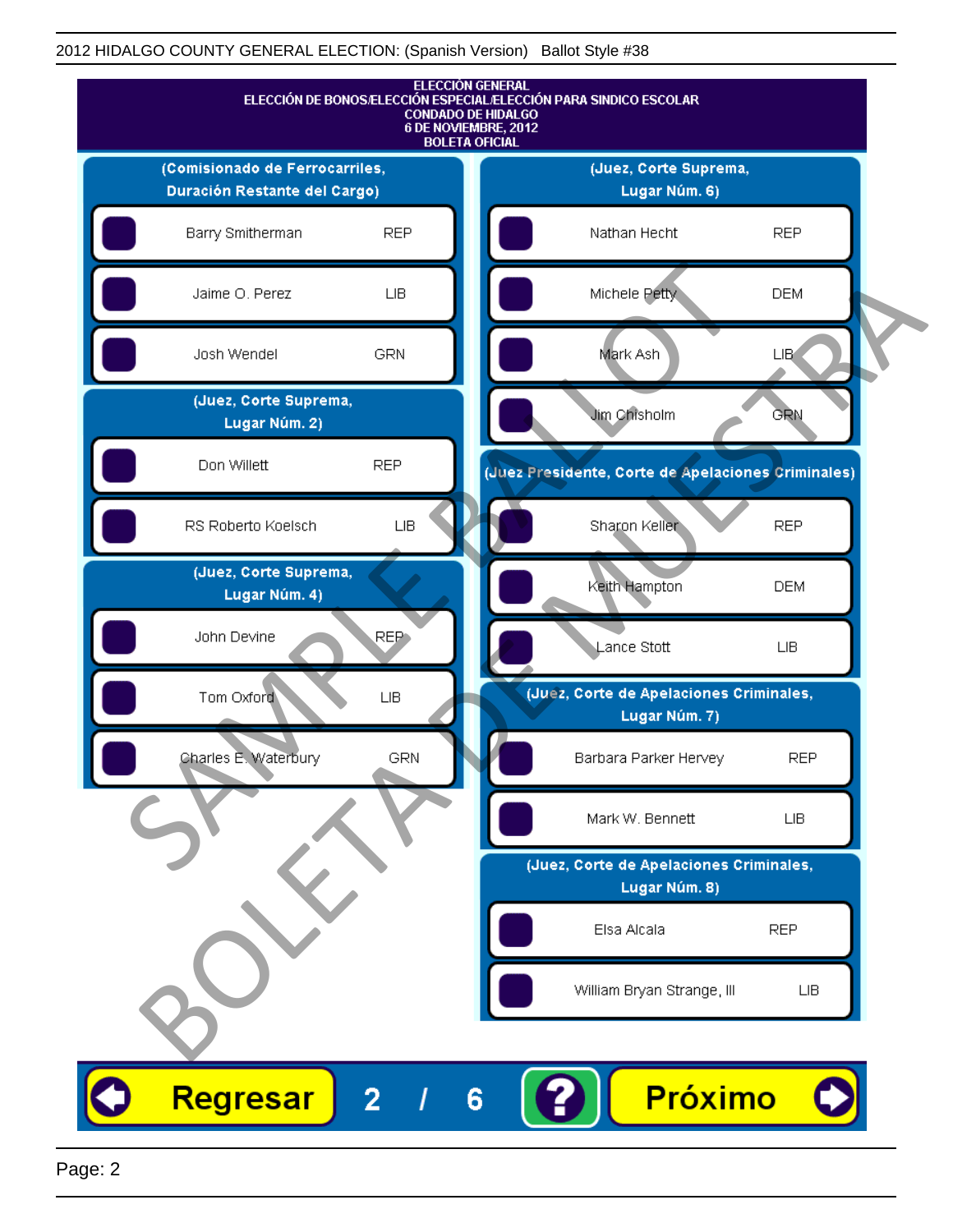2012 HIDALGO COUNTY GENERAL ELECTION: (Spanish Version) Ballot Style #38

# ELECCIÓN GENERAL
## ELECCIÓN DE BONOS/ELECCIÓN ESPECIAL/ELECCIÓN PARA SINDICO ESCOLAR
## CONDADO DE HIDALGO
## 6 DE NOVIEMBRE, 2012
## BOLETA OFICIAL

### (Comisionado de Ferrocarriles, Duración Restante del Cargo)

| Candidato | Partido |
|---|---|
| Barry Smitherman | REP |
| Jaime O. Perez | LIB |
| Josh Wendel | GRN |

### (Juez, Corte Suprema, Lugar Núm. 2)

| Candidato | Partido |
|---|---|
| Don Willett | REP |
| RS Roberto Koelsch | LIB |

### (Juez, Corte Suprema, Lugar Núm. 4)

| Candidato | Partido |
|---|---|
| John Devine | REP |
| Tom Oxford | LIB |
| Charles E. Waterbury | GRN |

### (Juez, Corte Suprema, Lugar Núm. 6)

| Candidato | Partido |
|---|---|
| Nathan Hecht | REP |
| Michele Petty | DEM |
| Mark Ash | LIB |
| Jim Chisholm | GRN |

### (Juez Presidente, Corte de Apelaciones Criminales)

| Candidato | Partido |
|---|---|
| Sharon Keller | REP |
| Keith Hampton | DEM |
| Lance Stott | LIB |

### (Juez, Corte de Apelaciones Criminales, Lugar Núm. 7)

| Candidato | Partido |
|---|---|
| Barbara Parker Hervey | REP |
| Mark W. Bennett | LIB |

### (Juez, Corte de Apelaciones Criminales, Lugar Núm. 8)

| Candidato | Partido |
|---|---|
| Elsa Alcala | REP |
| William Bryan Strange, III | LIB |

SAMPLE BALLOT
BOLETA DE MUESTRA

Regresar 2 / 6 ? Próximo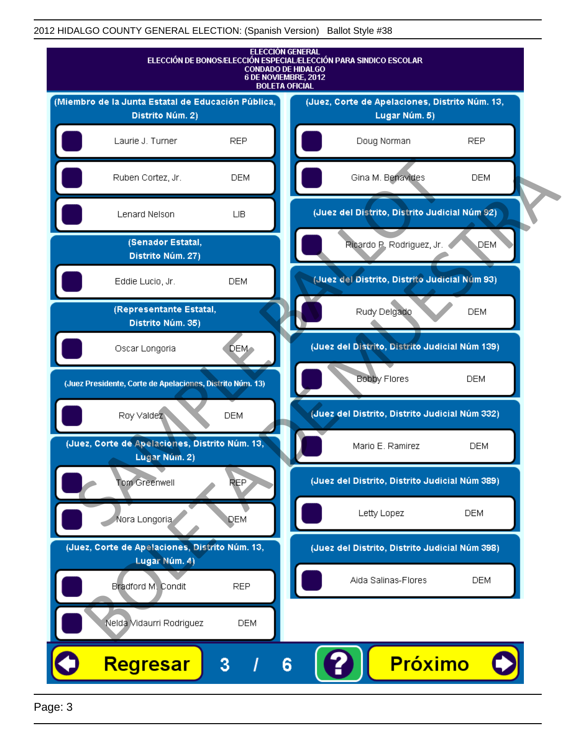ELECCIÓN GENERAL
ELECCIÓN DE BONOS/ELECCIÓN ESPECIAL/ELECCIÓN PARA SINDICO ESCOLAR
CONDADO DE HIDALGO
6 DE NOVIEMBRE, 2012
BOLETA OFICIAL

**(Miembro de la Junta Estatal de Educación Pública, Distrito Núm. 2)**

- Laurie J. Turner — REP
- Ruben Cortez, Jr. — DEM
- Lenard Nelson — LIB

**(Senador Estatal, Distrito Núm. 27)**

- Eddie Lucio, Jr. — DEM

**(Representante Estatal, Distrito Núm. 35)**

- Oscar Longoria — DEM

**(Juez Presidente, Corte de Apelaciones, Distrito Núm. 13)**

- Roy Valdez — DEM

**(Juez, Corte de Apelaciones, Distrito Núm. 13, Lugar Núm. 2)**

- Tom Greenwell — REP
- Nora Longoria — DEM

**(Juez, Corte de Apelaciones, Distrito Núm. 13, Lugar Núm. 4)**

- Bradford M. Condit — REP
- Nelda Vidaurri Rodriguez — DEM

**(Juez, Corte de Apelaciones, Distrito Núm. 13, Lugar Núm. 5)**

- Doug Norman — REP
- Gina M. Benavides — DEM

**(Juez del Distrito, Distrito Judicial Núm 92)**

- Ricardo P. Rodriguez, Jr. — DEM

**(Juez del Distrito, Distrito Judicial Núm 93)**

- Rudy Delgado — DEM

**(Juez del Distrito, Distrito Judicial Núm 139)**

- Bobby Flores — DEM

**(Juez del Distrito, Distrito Judicial Núm 332)**

- Mario E. Ramirez — DEM

**(Juez del Distrito, Distrito Judicial Núm 389)**

- Letty Lopez — DEM

**(Juez del Distrito, Distrito Judicial Núm 398)**

- Aida Salinas-Flores — DEM

Regresar | 3 / 6 | ? | Próximo

SAMPLE BALLOT — BOLETA DE MUESTRA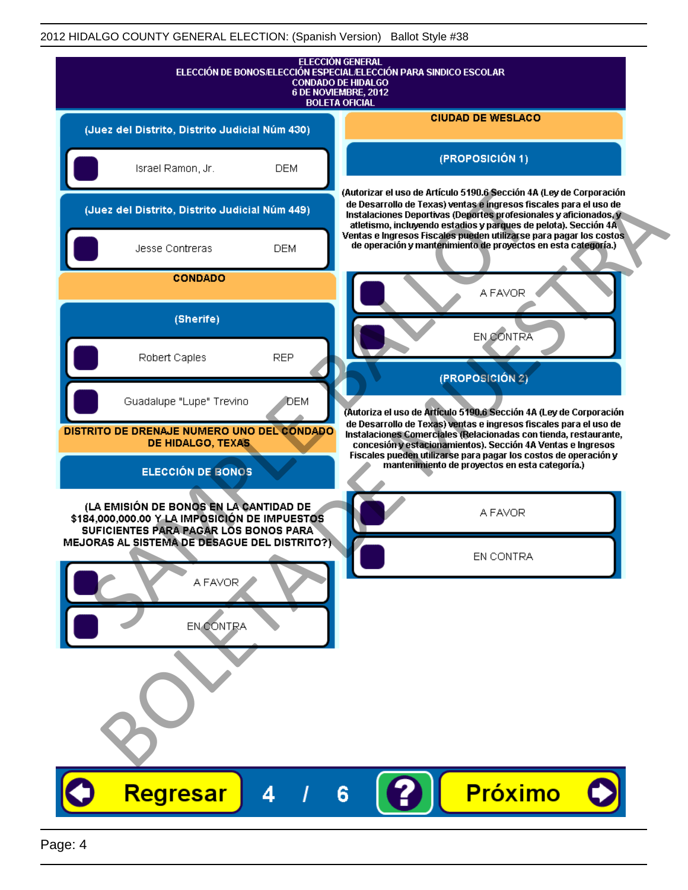ELECCIÓN GENERAL
ELECCIÓN DE BONOS/ELECCIÓN ESPECIAL/ELECCIÓN PARA SINDICO ESCOLAR
CONDADO DE HIDALGO
6 DE NOVIEMBRE, 2012
BOLETA OFICIAL

**(Juez del Distrito, Distrito Judicial Núm 430)**

- Israel Ramon, Jr. DEM

**(Juez del Distrito, Distrito Judicial Núm 449)**

- Jesse Contreras DEM

## CONDADO

**(Sherife)**

- Robert Caples REP
- Guadalupe "Lupe" Trevino DEM

## DISTRITO DE DRENAJE NUMERO UNO DEL CONDADO DE HIDALGO, TEXAS

**ELECCIÓN DE BONOS**

(LA EMISIÓN DE BONOS EN LA CANTIDAD DE $184,000,000.00 Y LA IMPOSICIÓN DE IMPUESTOS SUFICIENTES PARA PAGAR LOS BONOS PARA MEJORAS AL SISTEMA DE DESAGUE DEL DISTRITO?)

- A FAVOR
- EN CONTRA

## CIUDAD DE WESLACO

**(PROPOSICIÓN 1)**

(Autorizar el uso de Artículo 5190.6 Sección 4A (Ley de Corporación de Desarrollo de Texas) ventas e ingresos fiscales para el uso de Instalaciones Deportivas (Deportes profesionales y aficionados, y atletismo, incluyendo estadios y parques de pelota). Sección 4A Ventas e Ingresos Fiscales pueden utilizarse para pagar los costos de operación y mantenimiento de proyectos en esta categoría.)

- A FAVOR
- EN CONTRA

**(PROPOSICIÓN 2)**

(Autoriza el uso de Artículo 5190.6 Sección 4A (Ley de Corporación de Desarrollo de Texas) ventas e ingresos fiscales para el uso de Instalaciones Comerciales (Relacionadas con tienda, restaurante, concesión y estacionamientos). Sección 4A Ventas e Ingresos Fiscales pueden utilizarse para pagar los costos de operación y mantenimiento de proyectos en esta categoría.)

- A FAVOR
- EN CONTRA

SAMPLE BALLOT / BOLETA DE MUESTRA

Regresar 4 / 6 ? Próximo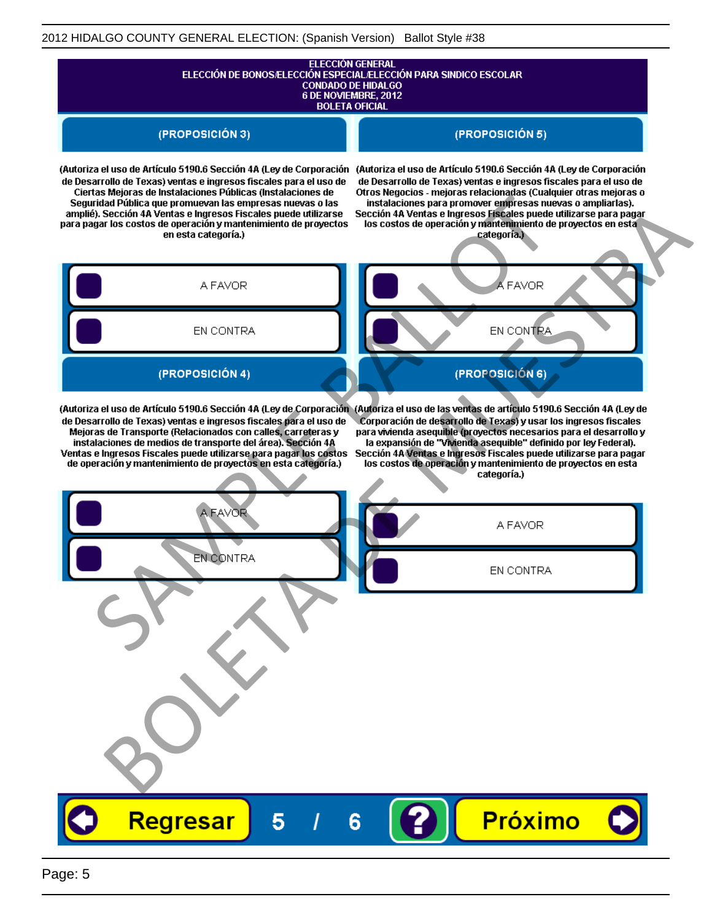ELECCIÓN GENERAL
ELECCIÓN DE BONOS/ELECCIÓN ESPECIAL/ELECCIÓN PARA SINDICO ESCOLAR
CONDADO DE HIDALGO
6 DE NOVIEMBRE, 2012
BOLETA OFICIAL

## (PROPOSICIÓN 3)

(Autoriza el uso de Artículo 5190.6 Sección 4A (Ley de Corporación de Desarrollo de Texas) ventas e ingresos fiscales para el uso de Ciertas Mejoras de Instalaciones Públicas (Instalaciones de Seguridad Pública que promuevan las empresas nuevas o las amplié). Sección 4A Ventas e Ingresos Fiscales puede utilizarse para pagar los costos de operación y mantenimiento de proyectos en esta categoría.)

- A FAVOR
- EN CONTRA

## (PROPOSICIÓN 4)

(Autoriza el uso de Artículo 5190.6 Sección 4A (Ley de Corporación de Desarrollo de Texas) ventas e ingresos fiscales para el uso de Mejoras de Transporte (Relacionados con calles, carreteras y instalaciones de medios de transporte del área). Sección 4A Ventas e Ingresos Fiscales puede utilizarse para pagar los costos de operación y mantenimiento de proyectos en esta categoría.)

- A FAVOR
- EN CONTRA

## (PROPOSICIÓN 5)

(Autoriza el uso de Artículo 5190.6 Sección 4A (Ley de Corporación de Desarrollo de Texas) ventas e ingresos fiscales para el uso de Otros Negocios - mejoras relacionadas (Cualquier otras mejoras o instalaciones para promover empresas nuevas o ampliarlas). Sección 4A Ventas e Ingresos Fiscales puede utilizarse para pagar los costos de operación y mantenimiento de proyectos en esta categoría.)

- A FAVOR
- EN CONTRA

## (PROPOSICIÓN 6)

(Autoriza el uso de las ventas de artículo 5190.6 Sección 4A (Ley de Corporación de desarrollo de Texas) y usar los ingresos fiscales para vivienda asequible (proyectos necesarios para el desarrollo y la expansión de "Vivienda asequible" definido por ley Federal). Sección 4A Ventas e Ingresos Fiscales puede utilizarse para pagar los costos de operación y mantenimiento de proyectos en esta categoría.)

- A FAVOR
- EN CONTRA

Regresar 5 / 6 ? Próximo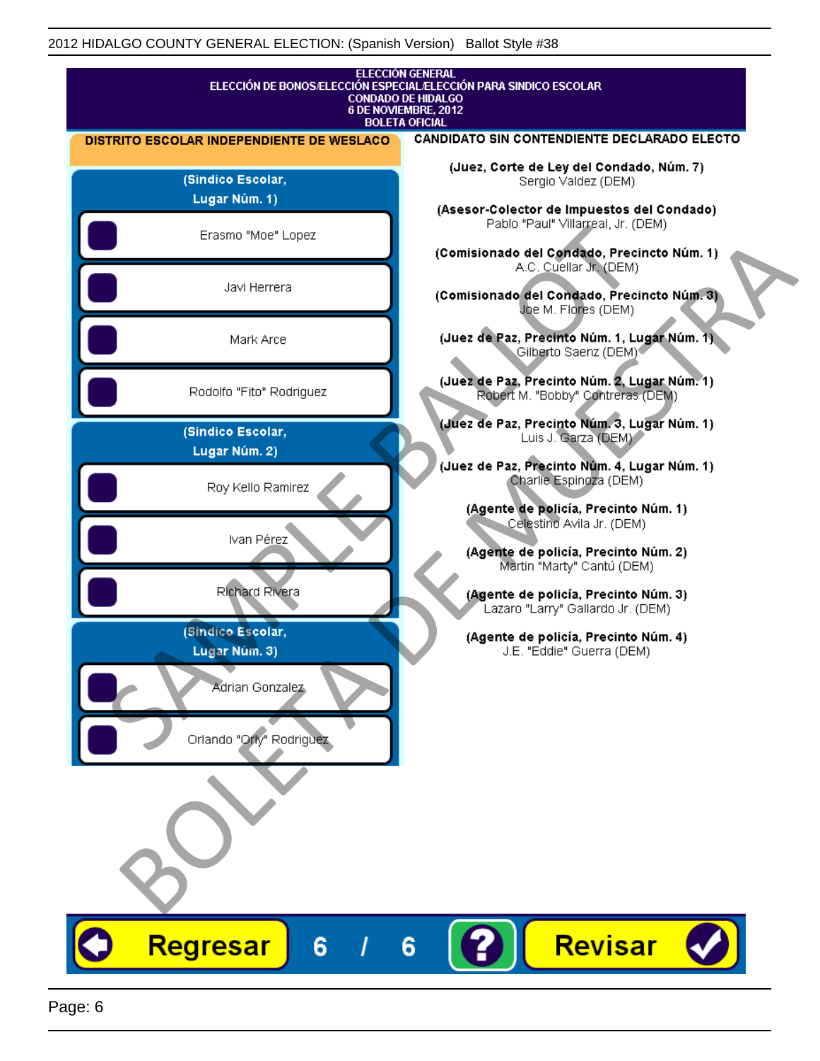2012 HIDALGO COUNTY GENERAL ELECTION: (Spanish Version) Ballot Style #38

ELECCIÓN GENERAL
ELECCIÓN DE BONOS/ELECCIÓN ESPECIAL/ELECCIÓN PARA SINDICO ESCOLAR
CONDADO DE HIDALGO
6 DE NOVIEMBRE, 2012
BOLETA OFICIAL

## DISTRITO ESCOLAR INDEPENDIENTE DE WESLACO

### (Sindico Escolar, Lugar Núm. 1)

- Erasmo "Moe" Lopez
- Javi Herrera
- Mark Arce
- Rodolfo "Fito" Rodriguez

### (Sindico Escolar, Lugar Núm. 2)

- Roy Kello Ramirez
- Ivan Pérez
- Richard Rivera

### (Sindico Escolar, Lugar Núm. 3)

- Adrian Gonzalez
- Orlando "Orly" Rodriguez

## CANDIDATO SIN CONTENDIENTE DECLARADO ELECTO

**(Juez, Corte de Ley del Condado, Núm. 7)**
Sergio Valdez (DEM)

**(Asesor-Colector de Impuestos del Condado)**
Pablo "Paul" Villarreal, Jr. (DEM)

**(Comisionado del Condado, Precincto Núm. 1)**
A.C. Cuellar Jr. (DEM)

**(Comisionado del Condado, Precincto Núm. 3)**
Joe M. Flores (DEM)

**(Juez de Paz, Precinto Núm. 1, Lugar Núm. 1)**
Gilberto Saenz (DEM)

**(Juez de Paz, Precinto Núm. 2, Lugar Núm. 1)**
Robert M. "Bobby" Contreras (DEM)

**(Juez de Paz, Precinto Núm. 3, Lugar Núm. 1)**
Luis J. Garza (DEM)

**(Juez de Paz, Precinto Núm. 4, Lugar Núm. 1)**
Charlie Espinoza (DEM)

**(Agente de policía, Precinto Núm. 1)**
Celestino Avila Jr. (DEM)

**(Agente de policía, Precinto Núm. 2)**
Martin "Marty" Cantú (DEM)

**(Agente de policía, Precinto Núm. 3)**
Lazaro "Larry" Gallardo Jr. (DEM)

**(Agente de policía, Precinto Núm. 4)**
J.E. "Eddie" Guerra (DEM)

SAMPLE BALLOT
BOLETA DE MUESTRA

Regresar 6 / 6 ? Revisar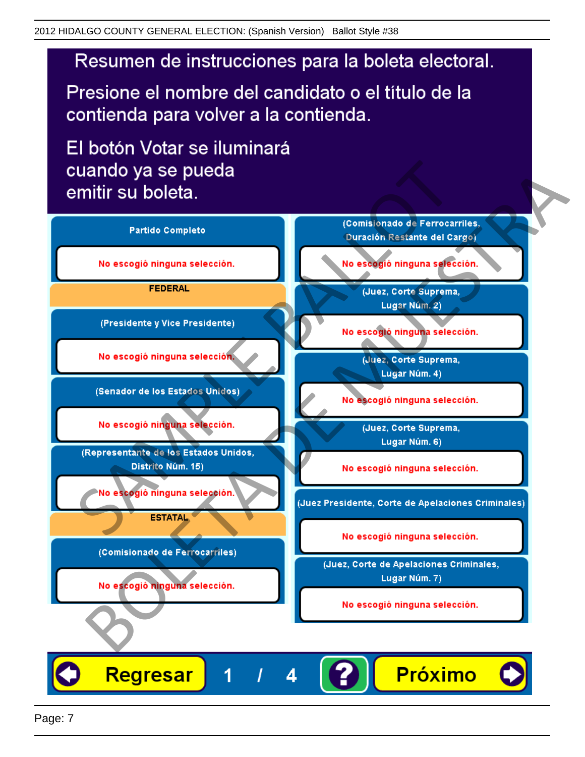# Resumen de instrucciones para la boleta electoral.

Presione el nombre del candidato o el título de la contienda para volver a la contienda.

El botón Votar se iluminará cuando ya se pueda emitir su boleta.

**Partido Completo**

No escogió ninguna selección.

**FEDERAL**

**(Presidente y Vice Presidente)**

No escogió ninguna selección.

**(Senador de los Estados Unidos)**

No escogió ninguna selección.

**(Representante de los Estados Unidos, Distrito Núm. 15)**

No escogió ninguna selección.

**ESTATAL**

**(Comisionado de Ferrocarriles)**

No escogió ninguna selección.

**(Comisionado de Ferrocarriles, Duración Restante del Cargo)**

No escogió ninguna selección.

**(Juez, Corte Suprema, Lugar Núm. 2)**

No escogió ninguna selección.

**(Juez, Corte Suprema, Lugar Núm. 4)**

No escogió ninguna selección.

**(Juez, Corte Suprema, Lugar Núm. 6)**

No escogió ninguna selección.

**(Juez Presidente, Corte de Apelaciones Criminales)**

No escogió ninguna selección.

**(Juez, Corte de Apelaciones Criminales, Lugar Núm. 7)**

No escogió ninguna selección.

Regresar 1 / 4 ? Próximo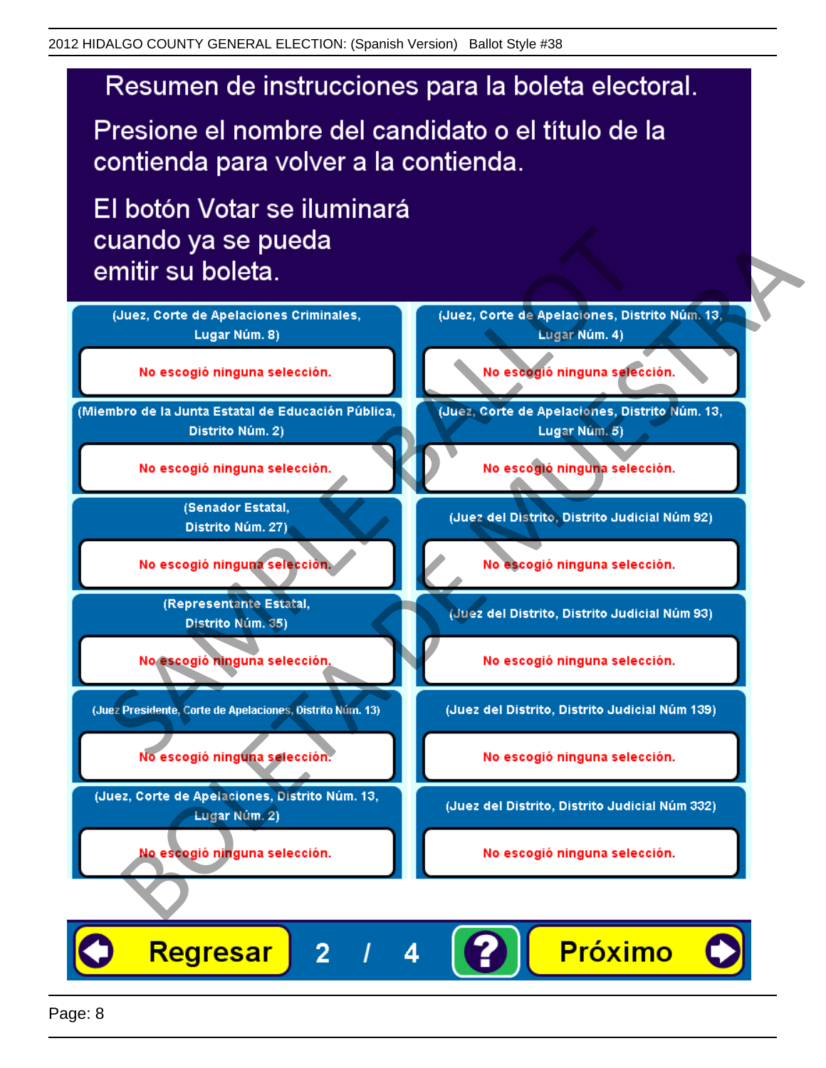# Resumen de instrucciones para la boleta electoral.

Presione el nombre del candidato o el título de la contienda para volver a la contienda.

El botón Votar se iluminará cuando ya se pueda emitir su boleta.

**(Juez, Corte de Apelaciones Criminales, Lugar Núm. 8)**

No escogió ninguna selección.

**(Miembro de la Junta Estatal de Educación Pública, Distrito Núm. 2)**

No escogió ninguna selección.

**(Senador Estatal, Distrito Núm. 27)**

No escogió ninguna selección.

**(Representante Estatal, Distrito Núm. 35)**

No escogió ninguna selección.

**(Juez Presidente, Corte de Apelaciones, Distrito Núm. 13)**

No escogió ninguna selección.

**(Juez, Corte de Apelaciones, Distrito Núm. 13, Lugar Núm. 2)**

No escogió ninguna selección.

**(Juez, Corte de Apelaciones, Distrito Núm. 13, Lugar Núm. 4)**

No escogió ninguna selección.

**(Juez, Corte de Apelaciones, Distrito Núm. 13, Lugar Núm. 5)**

No escogió ninguna selección.

**(Juez del Distrito, Distrito Judicial Núm 92)**

No escogió ninguna selección.

**(Juez del Distrito, Distrito Judicial Núm 93)**

No escogió ninguna selección.

**(Juez del Distrito, Distrito Judicial Núm 139)**

No escogió ninguna selección.

**(Juez del Distrito, Distrito Judicial Núm 332)**

No escogió ninguna selección.

Regresar 2 / 4 ? Próximo

SAMPLE BALLOT BOLETA DE MUESTRA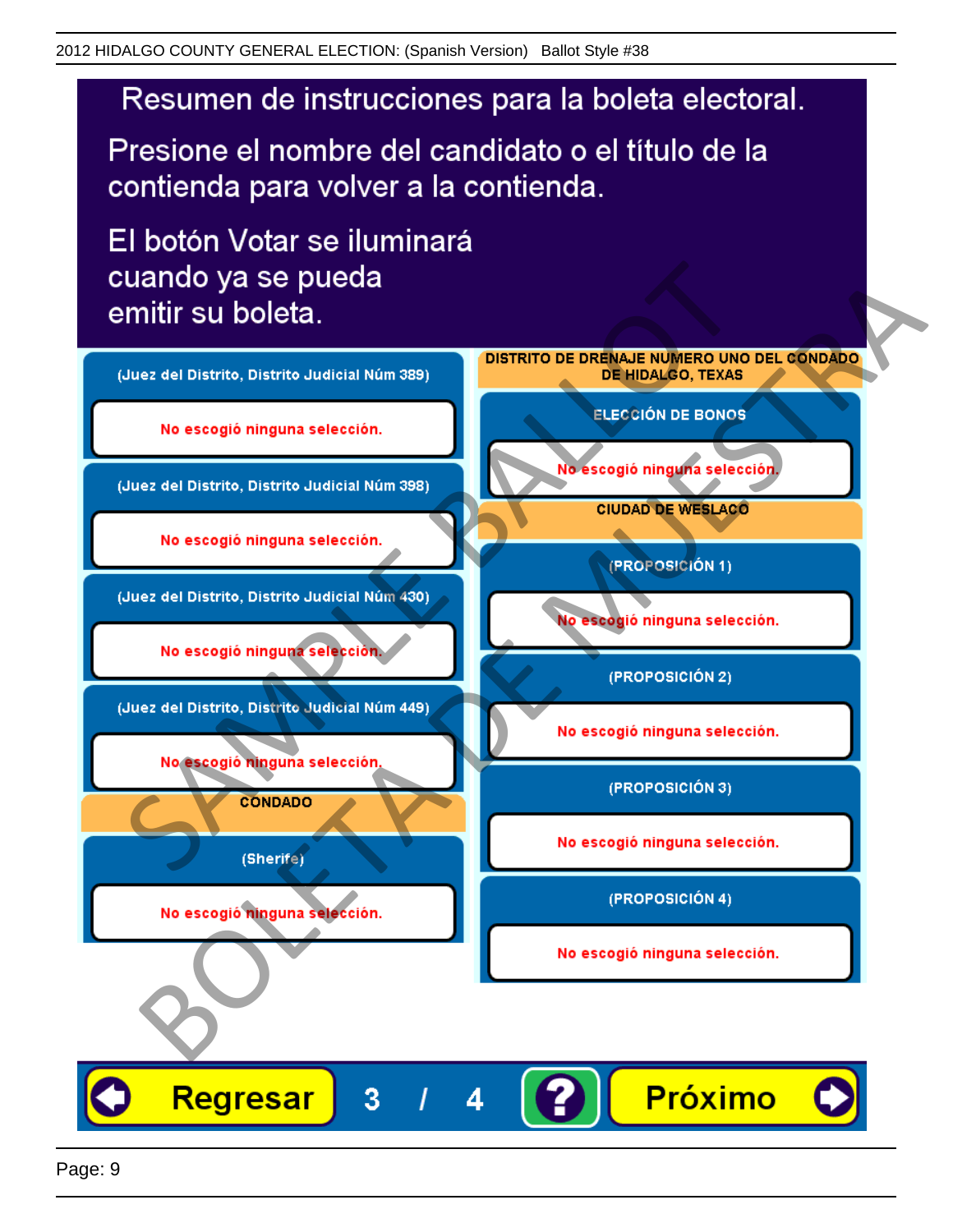# Resumen de instrucciones para la boleta electoral.

Presione el nombre del candidato o el título de la contienda para volver a la contienda.

El botón Votar se iluminará cuando ya se pueda emitir su boleta.

(Juez del Distrito, Distrito Judicial Núm 389)

No escogió ninguna selección.

(Juez del Distrito, Distrito Judicial Núm 398)

No escogió ninguna selección.

(Juez del Distrito, Distrito Judicial Núm 430)

No escogió ninguna selección.

(Juez del Distrito, Distrito Judicial Núm 449)

No escogió ninguna selección.

**CONDADO**

(Sherife)

No escogió ninguna selección.

**DISTRITO DE DRENAJE NUMERO UNO DEL CONDADO DE HIDALGO, TEXAS**

ELECCIÓN DE BONOS

No escogió ninguna selección.

**CIUDAD DE WESLACO**

(PROPOSICIÓN 1)

No escogió ninguna selección.

(PROPOSICIÓN 2)

No escogió ninguna selección.

(PROPOSICIÓN 3)

No escogió ninguna selección.

(PROPOSICIÓN 4)

No escogió ninguna selección.

Regresar 3 / 4 ? Próximo

SAMPLE BALLOT BOLETA DE MUESTRA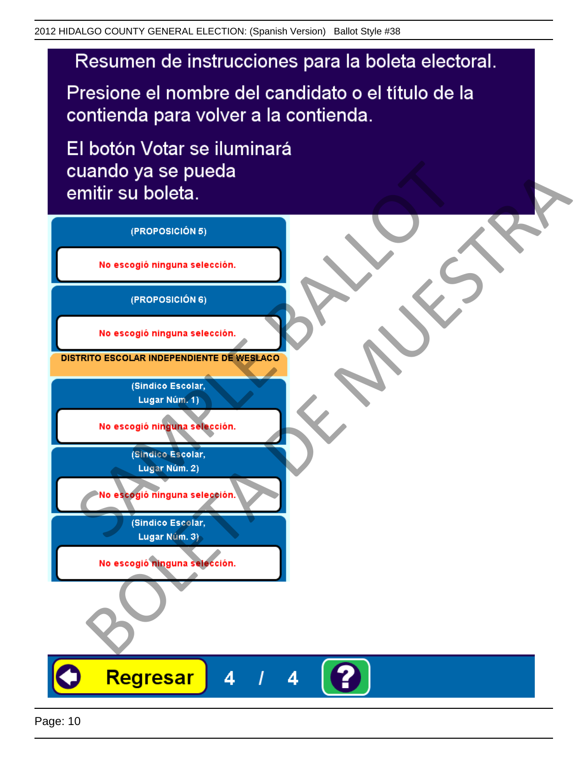2012 HIDALGO COUNTY GENERAL ELECTION: (Spanish Version) Ballot Style #38

# Resumen de instrucciones para la boleta electoral.

Presione el nombre del candidato o el título de la contienda para volver a la contienda.

El botón Votar se iluminará cuando ya se pueda emitir su boleta.

**(PROPOSICIÓN 5)**

No escogió ninguna selección.

**(PROPOSICIÓN 6)**

No escogió ninguna selección.

**DISTRITO ESCOLAR INDEPENDIENTE DE WESLACO**

**(Sindico Escolar, Lugar Núm. 1)**

No escogió ninguna selección.

**(Sindico Escolar, Lugar Núm. 2)**

No escogió ninguna selección.

**(Sindico Escolar, Lugar Núm. 3)**

No escogió ninguna selección.

Regresar 4 / 4 ?

SAMPLE BALLOT
BOLETA DE MUESTRA